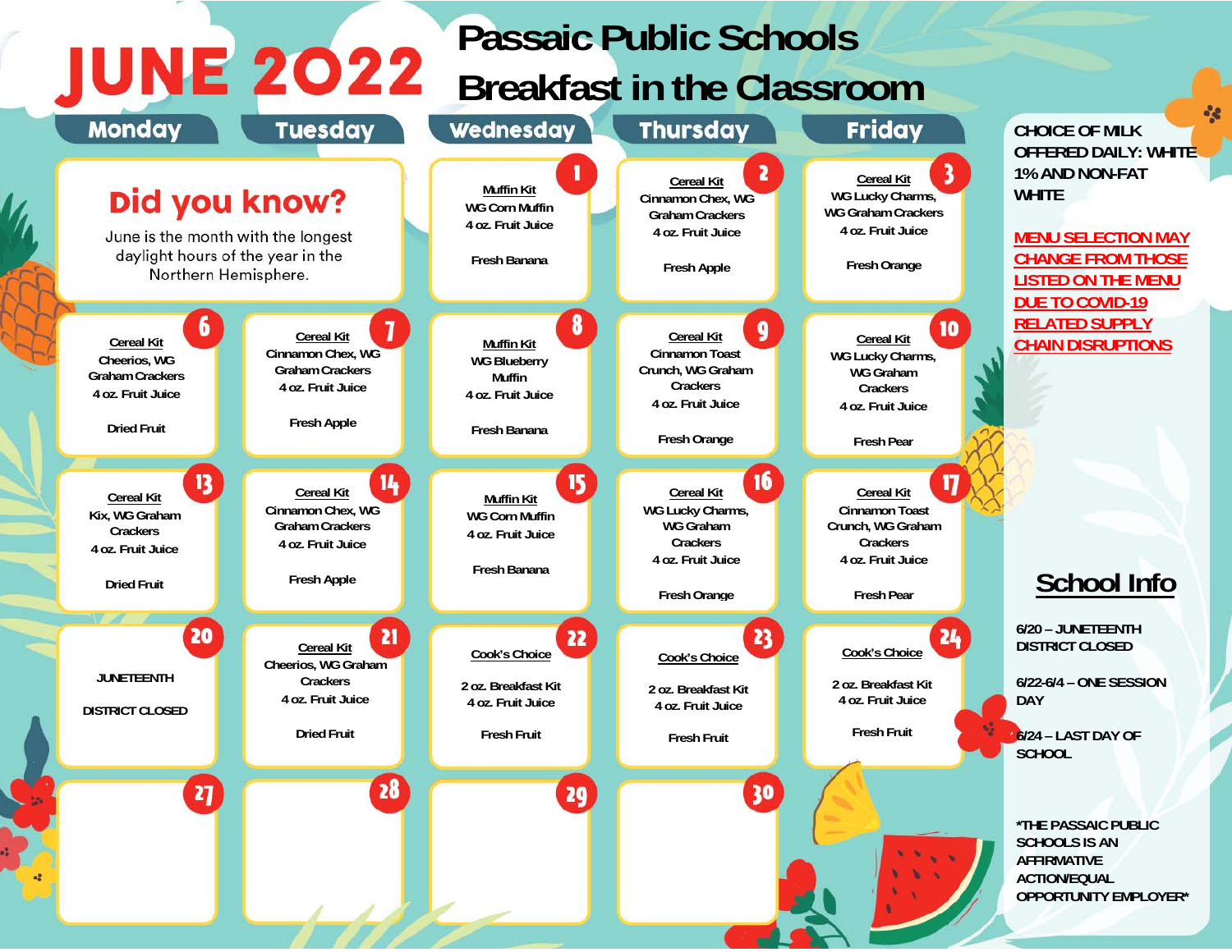# JUNE 2022

# Passaic Public Schools Breakfast in the Classroom

| Monday | Tuesday | Wednesday | Thursday | Friday |
|---|---|---|---|---|
| **Did you know?** June is the month with the longest daylight hours of the year in the Northern Hemisphere. | | **1** Muffin Kit<br>WG Corn Muffin<br>4 oz. Fruit Juice<br>Fresh Banana | **2** Cereal Kit<br>Cinnamon Chex, WG Graham Crackers<br>4 oz. Fruit Juice<br>Fresh Apple | **3** Cereal Kit<br>WG Lucky Charms, WG Graham Crackers<br>4 oz. Fruit Juice<br>Fresh Orange |
| **6** Cereal Kit<br>Cheerios, WG Graham Crackers<br>4 oz. Fruit Juice<br>Dried Fruit | **7** Cereal Kit<br>Cinnamon Chex, WG Graham Crackers<br>4 oz. Fruit Juice<br>Fresh Apple | **8** Muffin Kit<br>WG Blueberry Muffin<br>4 oz. Fruit Juice<br>Fresh Banana | **9** Cereal Kit<br>Cinnamon Toast Crunch, WG Graham Crackers<br>4 oz. Fruit Juice<br>Fresh Orange | **10** Cereal Kit<br>WG Lucky Charms, WG Graham Crackers<br>4 oz. Fruit Juice<br>Fresh Pear |
| **13** Cereal Kit<br>Kix, WG Graham Crackers<br>4 oz. Fruit Juice<br>Dried Fruit | **14** Cereal Kit<br>Cinnamon Chex, WG Graham Crackers<br>4 oz. Fruit Juice<br>Fresh Apple | **15** Muffin Kit<br>WG Corn Muffin<br>4 oz. Fruit Juice<br>Fresh Banana | **16** Cereal Kit<br>WG Lucky Charms, WG Graham Crackers<br>4 oz. Fruit Juice<br>Fresh Orange | **17** Cereal Kit<br>Cinnamon Toast Crunch, WG Graham Crackers<br>4 oz. Fruit Juice<br>Fresh Pear |
| **20** JUNETEENTH<br>DISTRICT CLOSED | **21** Cereal Kit<br>Cheerios, WG Graham Crackers<br>4 oz. Fruit Juice<br>Dried Fruit | **22** Cook's Choice<br>2 oz. Breakfast Kit<br>4 oz. Fruit Juice<br>Fresh Fruit | **23** Cook's Choice<br>2 oz. Breakfast Kit<br>4 oz. Fruit Juice<br>Fresh Fruit | **24** Cook's Choice<br>2 oz. Breakfast Kit<br>4 oz. Fruit Juice<br>Fresh Fruit |
| **27** | **28** | **29** | **30** | |

CHOICE OF MILK OFFERED DAILY: WHITE 1% AND NON-FAT WHITE

MENU SELECTION MAY CHANGE FROM THOSE LISTED ON THE MENU DUE TO COVID-19 RELATED SUPPLY CHAIN DISRUPTIONS

## School Info

6/20 – JUNETEENTH DISTRICT CLOSED

6/22-6/4 – ONE SESSION DAY

6/24 – LAST DAY OF SCHOOL

*THE PASSAIC PUBLIC SCHOOLS IS AN AFFIRMATIVE ACTION/EQUAL OPPORTUNITY EMPLOYER*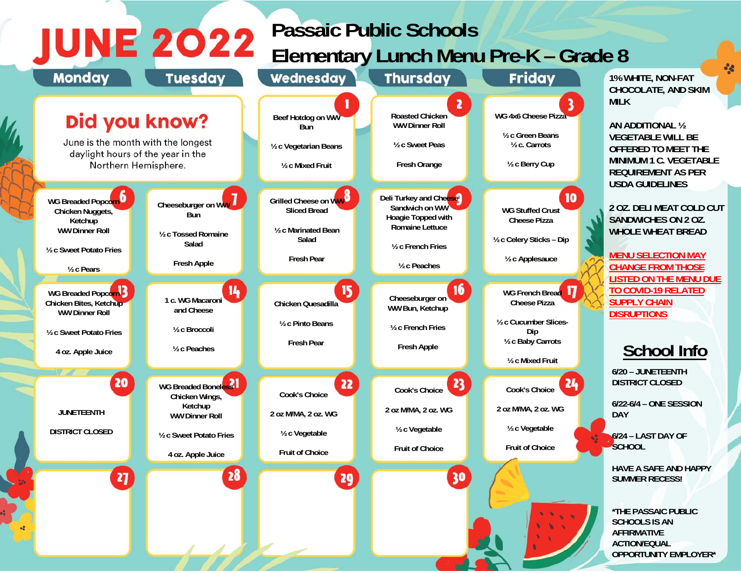# JUNE 2022

## Passaic Public Schools
## Elementary Lunch Menu Pre-K – Grade 8

| Monday | Tuesday | Wednesday | Thursday | Friday |
|---|---|---|---|---|
| **Did you know?** June is the month with the longest daylight hours of the year in the Northern Hemisphere. | | **1** Beef Hotdog on WW Bun<br>½ c Vegetarian Beans<br>½ c Mixed Fruit | **2** Roasted Chicken<br>WW Dinner Roll<br>½ c Sweet Peas<br>Fresh Orange | **3** WG 4x6 Cheese Pizza<br>½ c Green Beans<br>½ c. Carrots<br>½ c Berry Cup |
| **6** WG Breaded Popcorn Chicken Nuggets, Ketchup<br>WW Dinner Roll<br>½ c Sweet Potato Fries<br>½ c Pears | **7** Cheeseburger on WW Bun<br>½ c Tossed Romaine Salad<br>Fresh Apple | **8** Grilled Cheese on WW Sliced Bread<br>½ c Marinated Bean Salad<br>Fresh Pear | **9** Deli Turkey and Cheese Sandwich on WW Hoagie Topped with Romaine Lettuce<br>½ c French Fries<br>½ c Peaches | **10** WG Stuffed Crust Cheese Pizza<br>½ c Celery Sticks – Dip<br>½ c Applesauce |
| **13** WG Breaded Popcorn Chicken Bites, Ketchup<br>WW Dinner Roll<br>½ c Sweet Potato Fries<br>4 oz. Apple Juice | **14** 1 c. WG Macaroni and Cheese<br>½ c Broccoli<br>½ c Peaches | **15** Chicken Quesadilla<br>½ c Pinto Beans<br>Fresh Pear | **16** Cheeseburger on WW Bun, Ketchup<br>½ c French Fries<br>Fresh Apple | **17** WG French Bread Cheese Pizza<br>½ c Cucumber Slices- Dip<br>½ c Baby Carrots<br>½ c Mixed Fruit |
| **20** JUNETEENTH<br>DISTRICT CLOSED | **21** WG Breaded Boneless Chicken Wings, Ketchup<br>WW Dinner Roll<br>½ c Sweet Potato Fries<br>4 oz. Apple Juice | **22** Cook's Choice<br>2 oz M/MA, 2 oz. WG<br>½ c Vegetable<br>Fruit of Choice | **23** Cook's Choice<br>2 oz M/MA, 2 oz. WG<br>½ c Vegetable<br>Fruit of Choice | **24** Cook's Choice<br>2 oz M/MA, 2 oz. WG<br>½ c Vegetable<br>Fruit of Choice |
| **27** | **28** | **29** | **30** | |

1% WHITE, NON-FAT CHOCOLATE, AND SKIM MILK

AN ADDITIONAL ½ VEGETABLE WILL BE OFFERED TO MEET THE MINIMUM 1 C. VEGETABLE REQUIREMENT AS PER USDA GUIDELINES

2 OZ. DELI MEAT COLD CUT SANDWICHES ON 2 OZ. WHOLE WHEAT BREAD

MENU SELECTION MAY CHANGE FROM THOSE LISTED ON THE MENU DUE TO COVID-19 RELATED SUPPLY CHAIN DISRUPTIONS

## School Info

6/20 – JUNETEENTH DISTRICT CLOSED

6/22-6/4 – ONE SESSION DAY

6/24 – LAST DAY OF SCHOOL

HAVE A SAFE AND HAPPY SUMMER RECESS!

*THE PASSAIC PUBLIC SCHOOLS IS AN AFFIRMATIVE ACTION/EQUAL OPPORTUNITY EMPLOYER*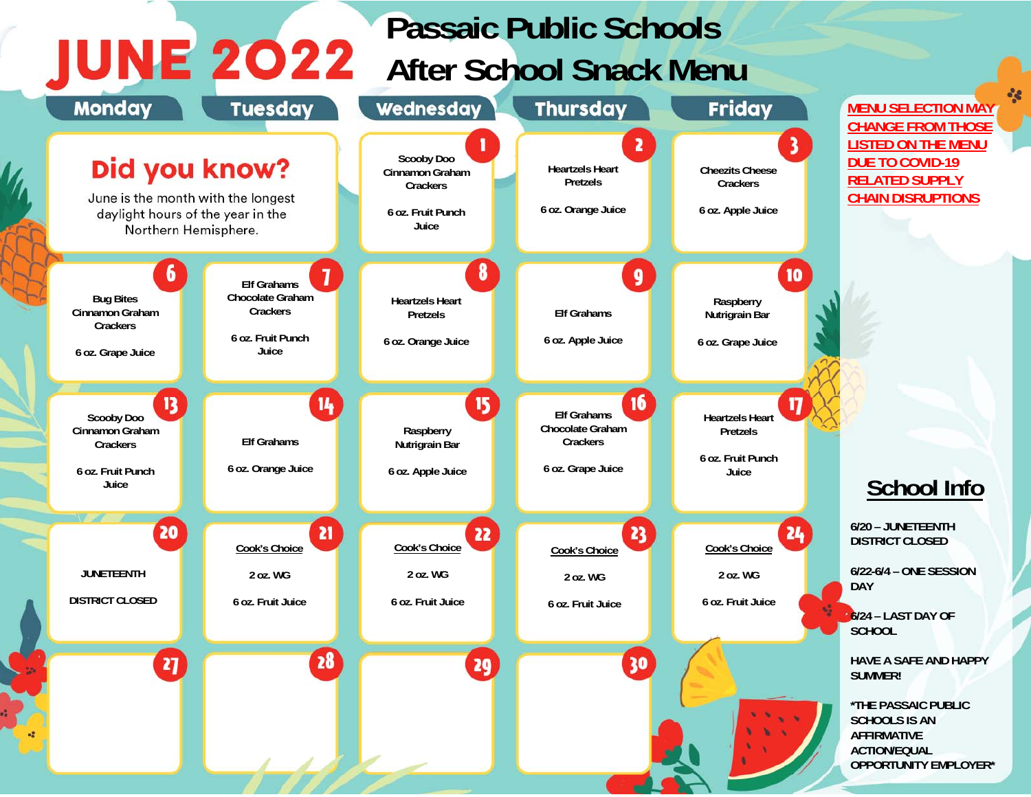# JUNE 2022

# Passaic Public Schools After School Snack Menu

| Monday | Tuesday | Wednesday | Thursday | Friday |
|---|---|---|---|---|
| **Did you know?** June is the month with the longest daylight hours of the year in the Northern Hemisphere. | | 1 Scooby Doo Cinnamon Graham Crackers; 6 oz. Fruit Punch Juice | 2 Heartzels Heart Pretzels; 6 oz. Orange Juice | 3 Cheezits Cheese Crackers; 6 oz. Apple Juice |
| 6 Bug Bites Cinnamon Graham Crackers; 6 oz. Grape Juice | 7 Elf Grahams Chocolate Graham Crackers; 6 oz. Fruit Punch Juice | 8 Heartzels Heart Pretzels; 6 oz. Orange Juice | 9 Elf Grahams; 6 oz. Apple Juice | 10 Raspberry Nutrigrain Bar; 6 oz. Grape Juice |
| 13 Scooby Doo Cinnamon Graham Crackers; 6 oz. Fruit Punch Juice | 14 Elf Grahams; 6 oz. Orange Juice | 15 Raspberry Nutrigrain Bar; 6 oz. Apple Juice | 16 Elf Grahams Chocolate Graham Crackers; 6 oz. Grape Juice | 17 Heartzels Heart Pretzels; 6 oz. Fruit Punch Juice |
| 20 JUNETEENTH DISTRICT CLOSED | 21 Cook's Choice; 2 oz. WG; 6 oz. Fruit Juice | 22 Cook's Choice; 2 oz. WG; 6 oz. Fruit Juice | 23 Cook's Choice; 2 oz. WG; 6 oz. Fruit Juice | 24 Cook's Choice; 2 oz. WG; 6 oz. Fruit Juice |
| 27 | 28 | 29 | 30 | |

MENU SELECTION MAY CHANGE FROM THOSE LISTED ON THE MENU DUE TO COVID-19 RELATED SUPPLY CHAIN DISRUPTIONS

## School Info

6/20 – JUNETEENTH DISTRICT CLOSED

6/22-6/4 – ONE SESSION DAY

6/24 – LAST DAY OF SCHOOL

HAVE A SAFE AND HAPPY SUMMER!

*THE PASSAIC PUBLIC SCHOOLS IS AN AFFIRMATIVE ACTION/EQUAL OPPORTUNITY EMPLOYER*